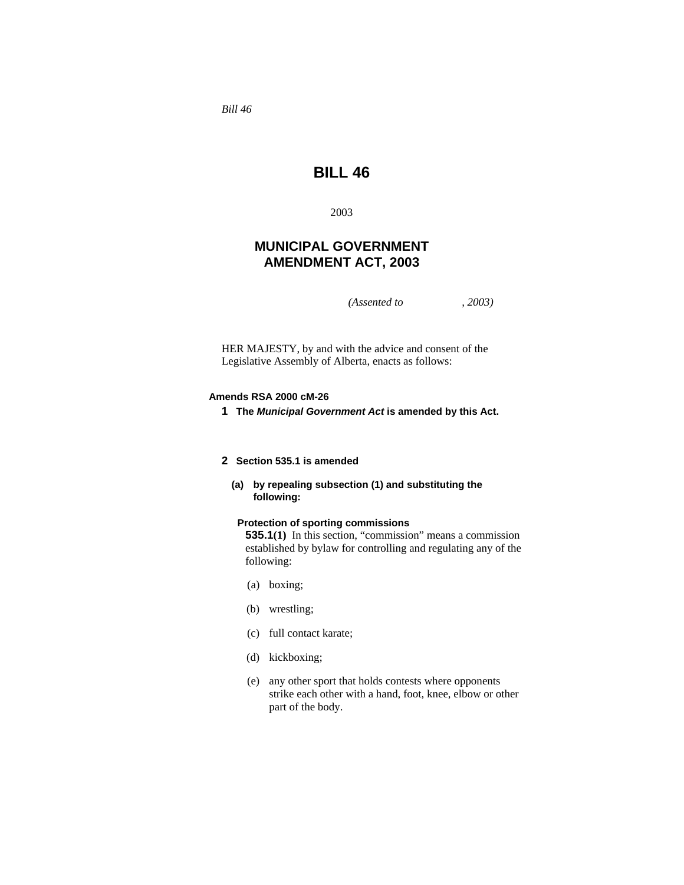*Bill 46*

# BILL 46

2003

## MUNICIPAL GOVERNMENT AMENDMENT ACT, 2003

*(Assented to , 2003)*

HER MAJESTY, by and with the advice and consent of the Legislative Assembly of Alberta, enacts as follows:

**Amends RSA 2000 cM-26**

**1** **The *Municipal Government Act* is amended by this Act.**

**2** **Section 535.1 is amended**

**(a)** **by repealing subsection (1) and substituting the following:**

**Protection of sporting commissions**

**535.1(1)** In this section, "commission" means a commission established by bylaw for controlling and regulating any of the following:

(a) boxing;

(b) wrestling;

(c) full contact karate;

(d) kickboxing;

(e) any other sport that holds contests where opponents strike each other with a hand, foot, knee, elbow or other part of the body.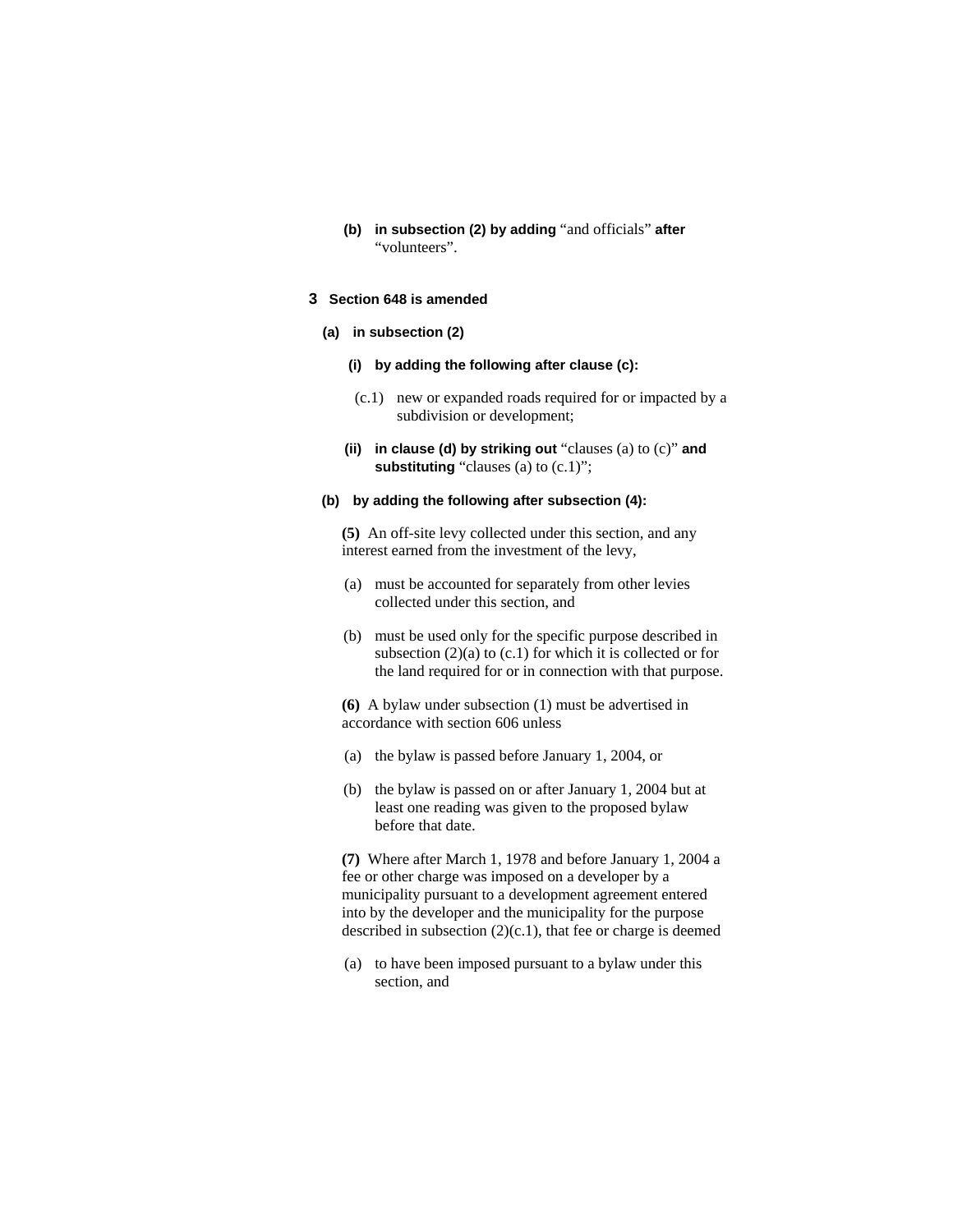**(b) in subsection (2) by adding** "and officials" **after** "volunteers".

**3 Section 648 is amended**

**(a) in subsection (2)**

**(i) by adding the following after clause (c):**

(c.1) new or expanded roads required for or impacted by a subdivision or development;

**(ii) in clause (d) by striking out** "clauses (a) to (c)" **and substituting** "clauses (a) to (c.1)";

**(b) by adding the following after subsection (4):**

**(5)** An off-site levy collected under this section, and any interest earned from the investment of the levy,

(a) must be accounted for separately from other levies collected under this section, and

(b) must be used only for the specific purpose described in subsection (2)(a) to (c.1) for which it is collected or for the land required for or in connection with that purpose.

**(6)** A bylaw under subsection (1) must be advertised in accordance with section 606 unless

(a) the bylaw is passed before January 1, 2004, or

(b) the bylaw is passed on or after January 1, 2004 but at least one reading was given to the proposed bylaw before that date.

**(7)** Where after March 1, 1978 and before January 1, 2004 a fee or other charge was imposed on a developer by a municipality pursuant to a development agreement entered into by the developer and the municipality for the purpose described in subsection (2)(c.1), that fee or charge is deemed

(a) to have been imposed pursuant to a bylaw under this section, and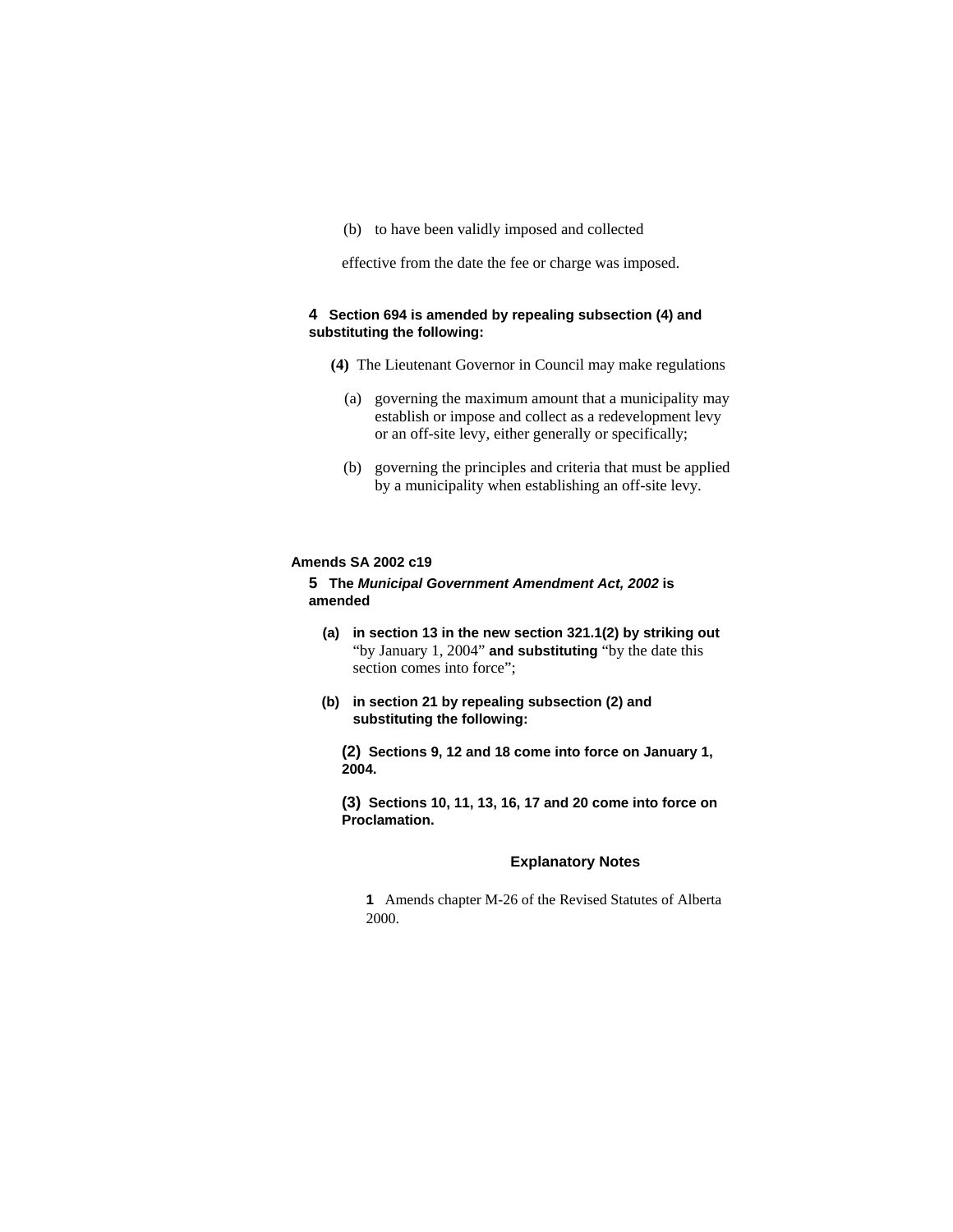(b) to have been validly imposed and collected

effective from the date the fee or charge was imposed.

**4 Section 694 is amended by repealing subsection (4) and substituting the following:**

**(4)** The Lieutenant Governor in Council may make regulations

(a) governing the maximum amount that a municipality may establish or impose and collect as a redevelopment levy or an off-site levy, either generally or specifically;

(b) governing the principles and criteria that must be applied by a municipality when establishing an off-site levy.

**Amends SA 2002 c19**

**5 The *Municipal Government Amendment Act, 2002* is amended**

**(a) in section 13 in the new section 321.1(2) by striking out** "by January 1, 2004" **and substituting** "by the date this section comes into force";

**(b) in section 21 by repealing subsection (2) and substituting the following:**

**(2) Sections 9, 12 and 18 come into force on January 1, 2004.**

**(3) Sections 10, 11, 13, 16, 17 and 20 come into force on Proclamation.**

**Explanatory Notes**

**1** Amends chapter M-26 of the Revised Statutes of Alberta 2000.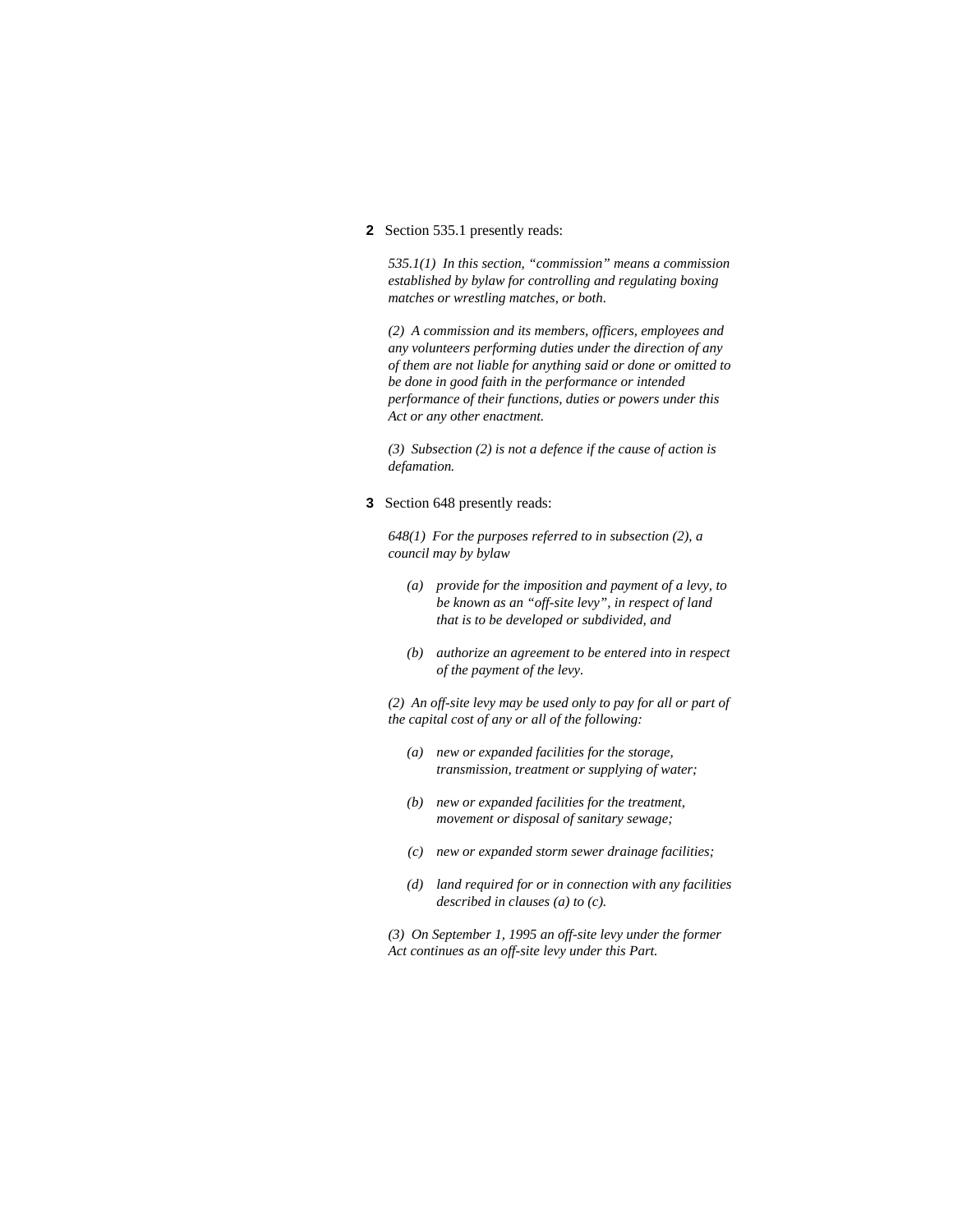**2** Section 535.1 presently reads:

*535.1(1) In this section, "commission" means a commission established by bylaw for controlling and regulating boxing matches or wrestling matches, or both.*

*(2) A commission and its members, officers, employees and any volunteers performing duties under the direction of any of them are not liable for anything said or done or omitted to be done in good faith in the performance or intended performance of their functions, duties or powers under this Act or any other enactment.*

*(3) Subsection (2) is not a defence if the cause of action is defamation.*

**3** Section 648 presently reads:

*648(1) For the purposes referred to in subsection (2), a council may by bylaw*

- *(a) provide for the imposition and payment of a levy, to be known as an "off-site levy", in respect of land that is to be developed or subdivided, and*
- *(b) authorize an agreement to be entered into in respect of the payment of the levy.*

*(2) An off-site levy may be used only to pay for all or part of the capital cost of any or all of the following:*

- *(a) new or expanded facilities for the storage, transmission, treatment or supplying of water;*
- *(b) new or expanded facilities for the treatment, movement or disposal of sanitary sewage;*
- *(c) new or expanded storm sewer drainage facilities;*
- *(d) land required for or in connection with any facilities described in clauses (a) to (c).*

*(3) On September 1, 1995 an off-site levy under the former Act continues as an off-site levy under this Part.*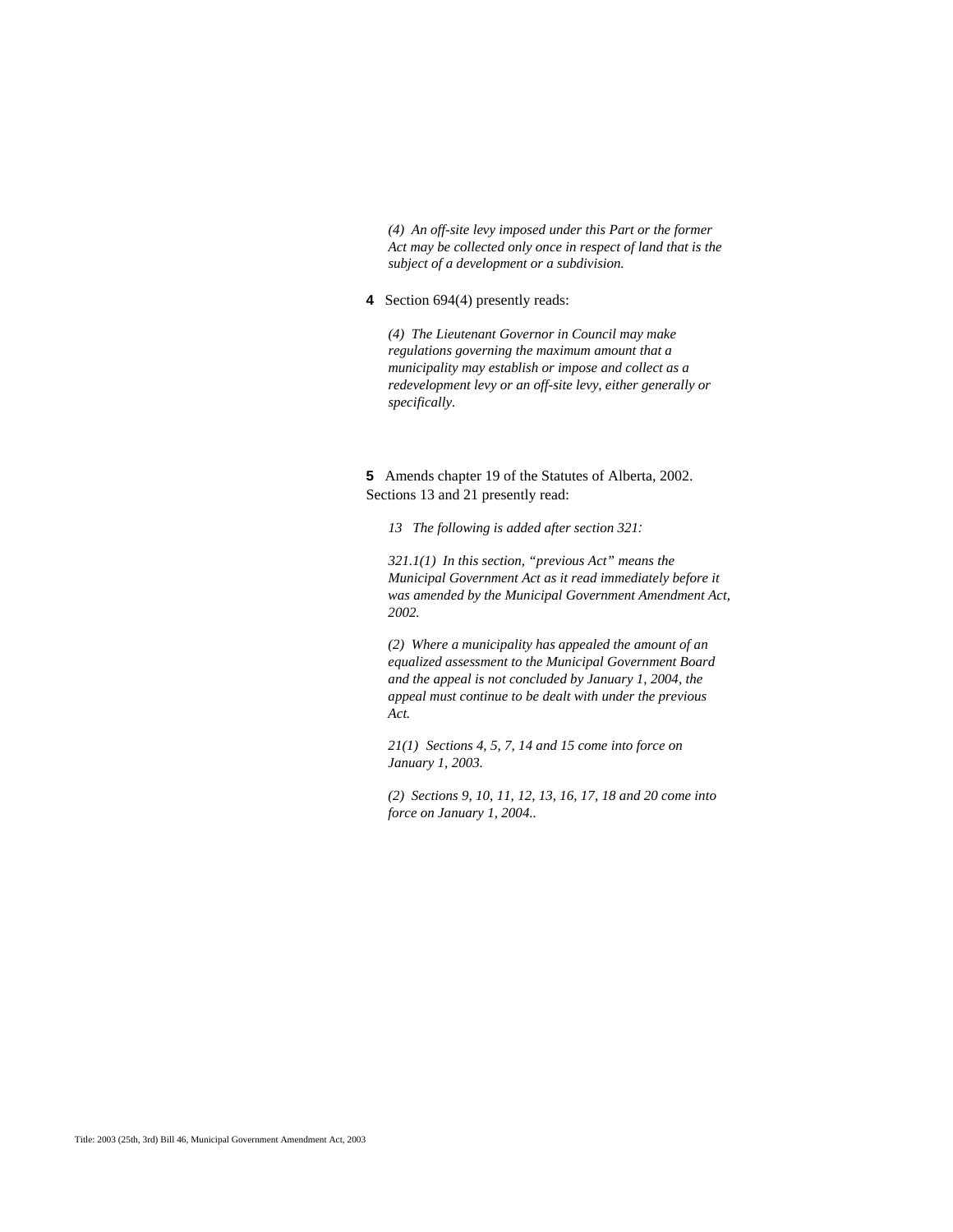*(4) An off-site levy imposed under this Part or the former Act may be collected only once in respect of land that is the subject of a development or a subdivision.*

**4** Section 694(4) presently reads:

*(4) The Lieutenant Governor in Council may make regulations governing the maximum amount that a municipality may establish or impose and collect as a redevelopment levy or an off-site levy, either generally or specifically.*

**5** Amends chapter 19 of the Statutes of Alberta, 2002. Sections 13 and 21 presently read:

*13 The following is added after section 321:*

*321.1(1) In this section, "previous Act" means the Municipal Government Act as it read immediately before it was amended by the Municipal Government Amendment Act, 2002.*

*(2) Where a municipality has appealed the amount of an equalized assessment to the Municipal Government Board and the appeal is not concluded by January 1, 2004, the appeal must continue to be dealt with under the previous Act.*

*21(1) Sections 4, 5, 7, 14 and 15 come into force on January 1, 2003.*

*(2) Sections 9, 10, 11, 12, 13, 16, 17, 18 and 20 come into force on January 1, 2004..*